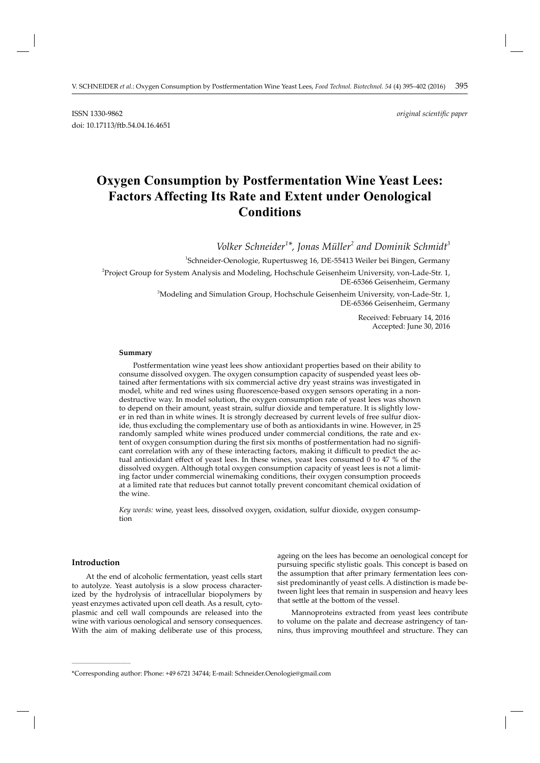ISSN 1330-9862 *original scientific paper*

doi: 10.17113/ftb.54.04.16.4651

# Oxygen Consumption by Postfermentation Wine Yeast Lees: Factors Affecting Its Rate and Extent under Oenological Conditions

*Volker Schneider[1]\*, Jonas Müller[2] and Dominik Schmidt[3]*

[1]Schneider-Oenologie, Rupertusweg 16, DE-55413 Weiler bei Bingen, Germany

[2]Project Group for System Analysis and Modeling, Hochschule Geisenheim University, von-Lade-Str. 1, DE-65366 Geisenheim, Germany

[3]Modeling and Simulation Group, Hochschule Geisenheim University, von-Lade-Str. 1, DE-65366 Geisenheim, Germany

Received: February 14, 2016
Accepted: June 30, 2016

### Summary

Postfermentation wine yeast lees show antioxidant properties based on their ability to consume dissolved oxygen. The oxygen consumption capacity of suspended yeast lees obtained after fermentations with six commercial active dry yeast strains was investigated in model, white and red wines using fluorescence-based oxygen sensors operating in a non-destructive way. In model solution, the oxygen consumption rate of yeast lees was shown to depend on their amount, yeast strain, sulfur dioxide and temperature. It is slightly lower in red than in white wines. It is strongly decreased by current levels of free sulfur dioxide, thus excluding the complementary use of both as antioxidants in wine. However, in 25 randomly sampled white wines produced under commercial conditions, the rate and extent of oxygen consumption during the first six months of postfermentation had no significant correlation with any of these interacting factors, making it difficult to predict the actual antioxidant effect of yeast lees. In these wines, yeast lees consumed 0 to 47 % of the dissolved oxygen. Although total oxygen consumption capacity of yeast lees is not a limiting factor under commercial winemaking conditions, their oxygen consumption proceeds at a limited rate that reduces but cannot totally prevent concomitant chemical oxidation of the wine.

*Key words:* wine, yeast lees, dissolved oxygen, oxidation, sulfur dioxide, oxygen consumption

## Introduction

At the end of alcoholic fermentation, yeast cells start to autolyze. Yeast autolysis is a slow process characterized by the hydrolysis of intracellular biopolymers by yeast enzymes activated upon cell death. As a result, cytoplasmic and cell wall compounds are released into the wine with various oenological and sensory consequences. With the aim of making deliberate use of this process, ageing on the lees has become an oenological concept for pursuing specific stylistic goals. This concept is based on the assumption that after primary fermentation lees consist predominantly of yeast cells. A distinction is made between light lees that remain in suspension and heavy lees that settle at the bottom of the vessel.

Mannoproteins extracted from yeast lees contribute to volume on the palate and decrease astringency of tannins, thus improving mouthfeel and structure. They can

\*Corresponding author: Phone: +49 6721 34744; E-mail: Schneider.Oenologie@gmail.com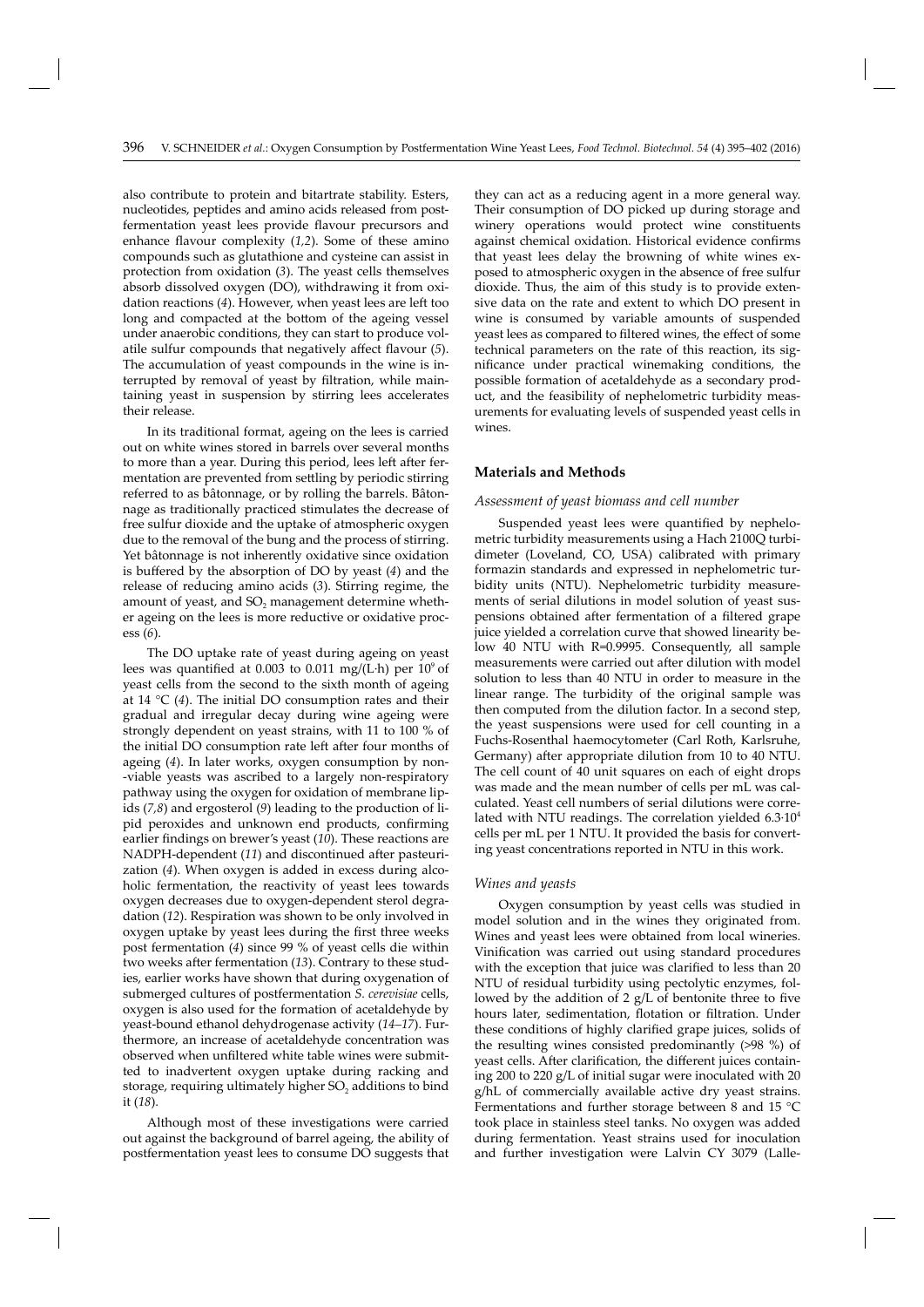also contribute to protein and bitartrate stability. Esters, nucleotides, peptides and amino acids released from postfermentation yeast lees provide flavour precursors and enhance flavour complexity (*1,2*). Some of these amino compounds such as glutathione and cysteine can assist in protection from oxidation (*3*). The yeast cells themselves absorb dissolved oxygen (DO), withdrawing it from oxidation reactions (*4*). However, when yeast lees are left too long and compacted at the bottom of the ageing vessel under anaerobic conditions, they can start to produce volatile sulfur compounds that negatively affect flavour (*5*). The accumulation of yeast compounds in the wine is interrupted by removal of yeast by filtration, while maintaining yeast in suspension by stirring lees accelerates their release.

In its traditional format, ageing on the lees is carried out on white wines stored in barrels over several months to more than a year. During this period, lees left after fermentation are prevented from settling by periodic stirring referred to as bâtonnage, or by rolling the barrels. Bâtonnage as traditionally practiced stimulates the decrease of free sulfur dioxide and the uptake of atmospheric oxygen due to the removal of the bung and the process of stirring. Yet bâtonnage is not inherently oxidative since oxidation is buffered by the absorption of DO by yeast (*4*) and the release of reducing amino acids (*3*). Stirring regime, the amount of yeast, and $SO_2$ management determine whether ageing on the lees is more reductive or oxidative process (*6*).

The DO uptake rate of yeast during ageing on yeast lees was quantified at 0.003 to 0.011 mg/(L·h) per $10^9$ of yeast cells from the second to the sixth month of ageing at 14 °C (*4*). The initial DO consumption rates and their gradual and irregular decay during wine ageing were strongly dependent on yeast strains, with 11 to 100 % of the initial DO consumption rate left after four months of ageing (*4*). In later works, oxygen consumption by non-viable yeasts was ascribed to a largely non-respiratory pathway using the oxygen for oxidation of membrane lipids (*7,8*) and ergosterol (*9*) leading to the production of lipid peroxides and unknown end products, confirming earlier findings on brewer's yeast (*10*). These reactions are NADPH-dependent (*11*) and discontinued after pasteurization (*4*). When oxygen is added in excess during alcoholic fermentation, the reactivity of yeast lees towards oxygen decreases due to oxygen-dependent sterol degradation (*12*). Respiration was shown to be only involved in oxygen uptake by yeast lees during the first three weeks post fermentation (*4*) since 99 % of yeast cells die within two weeks after fermentation (*13*). Contrary to these studies, earlier works have shown that during oxygenation of submerged cultures of postfermentation *S. cerevisiae* cells, oxygen is also used for the formation of acetaldehyde by yeast-bound ethanol dehydrogenase activity (*14–17*). Furthermore, an increase of acetaldehyde concentration was observed when unfiltered white table wines were submitted to inadvertent oxygen uptake during racking and storage, requiring ultimately higher $SO_2$ additions to bind it (*18*).

Although most of these investigations were carried out against the background of barrel ageing, the ability of postfermentation yeast lees to consume DO suggests that they can act as a reducing agent in a more general way. Their consumption of DO picked up during storage and winery operations would protect wine constituents against chemical oxidation. Historical evidence confirms that yeast lees delay the browning of white wines exposed to atmospheric oxygen in the absence of free sulfur dioxide. Thus, the aim of this study is to provide extensive data on the rate and extent to which DO present in wine is consumed by variable amounts of suspended yeast lees as compared to filtered wines, the effect of some technical parameters on the rate of this reaction, its significance under practical winemaking conditions, the possible formation of acetaldehyde as a secondary product, and the feasibility of nephelometric turbidity measurements for evaluating levels of suspended yeast cells in wines.

## Materials and Methods

### *Assessment of yeast biomass and cell number*

Suspended yeast lees were quantified by nephelometric turbidity measurements using a Hach 2100Q turbidimeter (Loveland, CO, USA) calibrated with primary formazin standards and expressed in nephelometric turbidity units (NTU). Nephelometric turbidity measurements of serial dilutions in model solution of yeast suspensions obtained after fermentation of a filtered grape juice yielded a correlation curve that showed linearity below 40 NTU with R=0.9995. Consequently, all sample measurements were carried out after dilution with model solution to less than 40 NTU in order to measure in the linear range. The turbidity of the original sample was then computed from the dilution factor. In a second step, the yeast suspensions were used for cell counting in a Fuchs-Rosenthal haemocytometer (Carl Roth, Karlsruhe, Germany) after appropriate dilution from 10 to 40 NTU. The cell count of 40 unit squares on each of eight drops was made and the mean number of cells per mL was calculated. Yeast cell numbers of serial dilutions were correlated with NTU readings. The correlation yielded $6.3 \cdot 10^4$ cells per mL per 1 NTU. It provided the basis for converting yeast concentrations reported in NTU in this work.

### *Wines and yeasts*

Oxygen consumption by yeast cells was studied in model solution and in the wines they originated from. Wines and yeast lees were obtained from local wineries. Vinification was carried out using standard procedures with the exception that juice was clarified to less than 20 NTU of residual turbidity using pectolytic enzymes, followed by the addition of 2 g/L of bentonite three to five hours later, sedimentation, flotation or filtration. Under these conditions of highly clarified grape juices, solids of the resulting wines consisted predominantly (>98 %) of yeast cells. After clarification, the different juices containing 200 to 220 g/L of initial sugar were inoculated with 20 g/hL of commercially available active dry yeast strains. Fermentations and further storage between 8 and 15 °C took place in stainless steel tanks. No oxygen was added during fermentation. Yeast strains used for inoculation and further investigation were Lalvin CY 3079 (Lalle-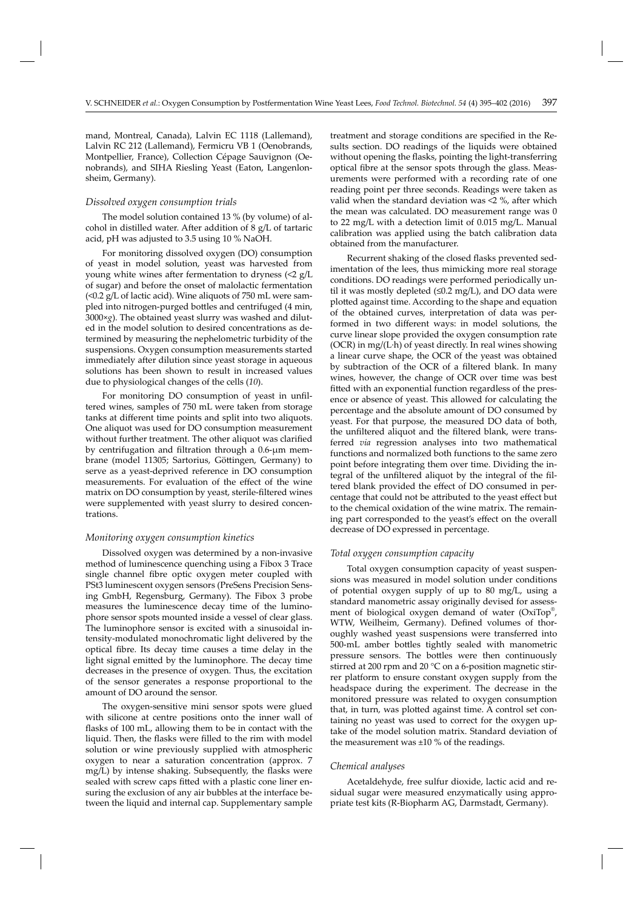mand, Montreal, Canada), Lalvin EC 1118 (Lallemand), Lalvin RC 212 (Lallemand), Fermicru VB 1 (Oenobrands, Montpellier, France), Collection Cépage Sauvignon (Oenobrands), and SIHA Riesling Yeast (Eaton, Langenlonsheim, Germany).

### *Dissolved oxygen consumption trials*

The model solution contained 13 % (by volume) of alcohol in distilled water. After addition of 8 g/L of tartaric acid, pH was adjusted to 3.5 using 10 % NaOH.

For monitoring dissolved oxygen (DO) consumption of yeast in model solution, yeast was harvested from young white wines after fermentation to dryness (<2 g/L of sugar) and before the onset of malolactic fermentation (<0.2 g/L of lactic acid). Wine aliquots of 750 mL were sampled into nitrogen-purged bottles and centrifuged (4 min, 3000×*g*). The obtained yeast slurry was washed and diluted in the model solution to desired concentrations as determined by measuring the nephelometric turbidity of the suspensions. Oxygen consumption measurements started immediately after dilution since yeast storage in aqueous solutions has been shown to result in increased values due to physiological changes of the cells (*10*).

For monitoring DO consumption of yeast in unfiltered wines, samples of 750 mL were taken from storage tanks at different time points and split into two aliquots. One aliquot was used for DO consumption measurement without further treatment. The other aliquot was clarified by centrifugation and filtration through a 0.6-μm membrane (model 11305; Sartorius, Göttingen, Germany) to serve as a yeast-deprived reference in DO consumption measurements. For evaluation of the effect of the wine matrix on DO consumption by yeast, sterile-filtered wines were supplemented with yeast slurry to desired concentrations.

### *Monitoring oxygen consumption kinetics*

Dissolved oxygen was determined by a non-invasive method of luminescence quenching using a Fibox 3 Trace single channel fibre optic oxygen meter coupled with PSt3 luminescent oxygen sensors (PreSens Precision Sensing GmbH, Regensburg, Germany). The Fibox 3 probe measures the luminescence decay time of the luminophore sensor spots mounted inside a vessel of clear glass. The luminophore sensor is excited with a sinusoidal intensity-modulated monochromatic light delivered by the optical fibre. Its decay time causes a time delay in the light signal emitted by the luminophore. The decay time decreases in the presence of oxygen. Thus, the excitation of the sensor generates a response proportional to the amount of DO around the sensor.

The oxygen-sensitive mini sensor spots were glued with silicone at centre positions onto the inner wall of flasks of 100 mL, allowing them to be in contact with the liquid. Then, the flasks were filled to the rim with model solution or wine previously supplied with atmospheric oxygen to near a saturation concentration (approx. 7 mg/L) by intense shaking. Subsequently, the flasks were sealed with screw caps fitted with a plastic cone liner ensuring the exclusion of any air bubbles at the interface between the liquid and internal cap. Supplementary sample treatment and storage conditions are specified in the Results section. DO readings of the liquids were obtained without opening the flasks, pointing the light-transferring optical fibre at the sensor spots through the glass. Measurements were performed with a recording rate of one reading point per three seconds. Readings were taken as valid when the standard deviation was <2 %, after which the mean was calculated. DO measurement range was 0 to 22 mg/L with a detection limit of 0.015 mg/L. Manual calibration was applied using the batch calibration data obtained from the manufacturer.

Recurrent shaking of the closed flasks prevented sedimentation of the lees, thus mimicking more real storage conditions. DO readings were performed periodically until it was mostly depleted (≤0.2 mg/L), and DO data were plotted against time. According to the shape and equation of the obtained curves, interpretation of data was performed in two different ways: in model solutions, the curve linear slope provided the oxygen consumption rate (OCR) in mg/(L·h) of yeast directly. In real wines showing a linear curve shape, the OCR of the yeast was obtained by subtraction of the OCR of a filtered blank. In many wines, however, the change of OCR over time was best fitted with an exponential function regardless of the presence or absence of yeast. This allowed for calculating the percentage and the absolute amount of DO consumed by yeast. For that purpose, the measured DO data of both, the unfiltered aliquot and the filtered blank, were transferred *via* regression analyses into two mathematical functions and normalized both functions to the same zero point before integrating them over time. Dividing the integral of the unfiltered aliquot by the integral of the filtered blank provided the effect of DO consumed in percentage that could not be attributed to the yeast effect but to the chemical oxidation of the wine matrix. The remaining part corresponded to the yeast's effect on the overall decrease of DO expressed in percentage.

### *Total oxygen consumption capacity*

Total oxygen consumption capacity of yeast suspensions was measured in model solution under conditions of potential oxygen supply of up to 80 mg/L, using a standard manometric assay originally devised for assessment of biological oxygen demand of water (OxiTop®, WTW, Weilheim, Germany). Defined volumes of thoroughly washed yeast suspensions were transferred into 500-mL amber bottles tightly sealed with manometric pressure sensors. The bottles were then continuously stirred at 200 rpm and 20 °C on a 6-position magnetic stirrer platform to ensure constant oxygen supply from the headspace during the experiment. The decrease in the monitored pressure was related to oxygen consumption that, in turn, was plotted against time. A control set containing no yeast was used to correct for the oxygen uptake of the model solution matrix. Standard deviation of the measurement was ±10 % of the readings.

### *Chemical analyses*

Acetaldehyde, free sulfur dioxide, lactic acid and residual sugar were measured enzymatically using appropriate test kits (R-Biopharm AG, Darmstadt, Germany).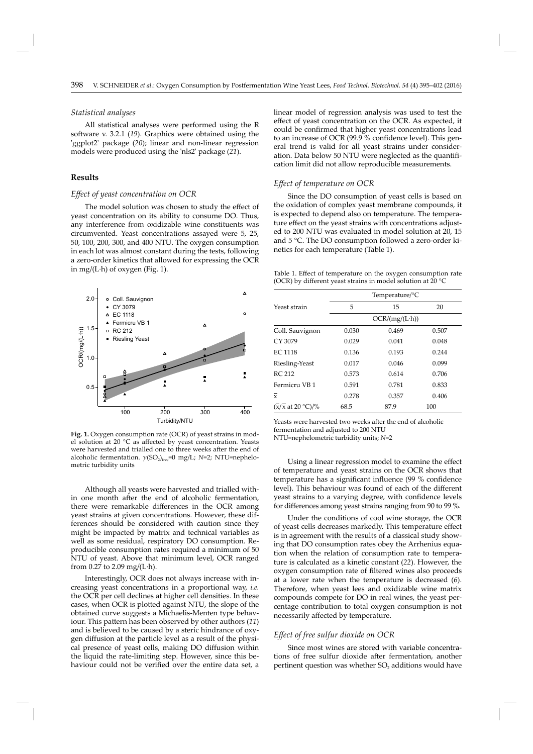### Statistical analyses

All statistical analyses were performed using the R software v. 3.2.1 (*19*). Graphics were obtained using the 'ggplot2' package (*20*); linear and non-linear regression models were produced using the 'nls2' package (*21*).

## Results

### Effect of yeast concentration on OCR

The model solution was chosen to study the effect of yeast concentration on its ability to consume DO. Thus, any interference from oxidizable wine constituents was circumvented. Yeast concentrations assayed were 5, 25, 50, 100, 200, 300, and 400 NTU. The oxygen consumption in each lot was almost constant during the tests, following a zero-order kinetics that allowed for expressing the OCR in mg/(L·h) of oxygen (Fig. 1).

**Fig. 1.** Oxygen consumption rate (OCR) of yeast strains in model solution at 20 °C as affected by yeast concentration. Yeasts were harvested and trialled one to three weeks after the end of alcoholic fermentation. $\gamma(SO_2)_{free}$=0 mg/L; $N$=2; NTU=nephelometric turbidity units

Although all yeasts were harvested and trialled within one month after the end of alcoholic fermentation, there were remarkable differences in the OCR among yeast strains at given concentrations. However, these differences should be considered with caution since they might be impacted by matrix and technical variables as well as some residual, respiratory DO consumption. Reproducible consumption rates required a minimum of 50 NTU of yeast. Above that minimum level, OCR ranged from 0.27 to 2.09 mg/(L·h).

Interestingly, OCR does not always increase with increasing yeast concentrations in a proportional way, *i.e.* the OCR per cell declines at higher cell densities. In these cases, when OCR is plotted against NTU, the slope of the obtained curve suggests a Michaelis-Menten type behaviour. This pattern has been observed by other authors (*11*) and is believed to be caused by a steric hindrance of oxygen diffusion at the particle level as a result of the physical presence of yeast cells, making DO diffusion within the liquid the rate-limiting step. However, since this behaviour could not be verified over the entire data set, a linear model of regression analysis was used to test the effect of yeast concentration on the OCR. As expected, it could be confirmed that higher yeast concentrations lead to an increase of OCR (99.9 % confidence level). This general trend is valid for all yeast strains under consideration. Data below 50 NTU were neglected as the quantification limit did not allow reproducible measurements.

### Effect of temperature on OCR

Since the DO consumption of yeast cells is based on the oxidation of complex yeast membrane compounds, it is expected to depend also on temperature. The temperature effect on the yeast strains with concentrations adjusted to 200 NTU was evaluated in model solution at 20, 15 and 5 °C. The DO consumption followed a zero-order kinetics for each temperature (Table 1).

Table 1. Effect of temperature on the oxygen consumption rate (OCR) by different yeast strains in model solution at 20 °C

| Yeast strain | Temperature/°C | | |
|---|---|---|---|
| | 5 | 15 | 20 |
| | OCR/(mg/(L·h)) | | |
| Coll. Sauvignon | 0.030 | 0.469 | 0.507 |
| CY 3079 | 0.029 | 0.041 | 0.048 |
| EC 1118 | 0.136 | 0.193 | 0.244 |
| Riesling-Yeast | 0.017 | 0.046 | 0.099 |
| RC 212 | 0.573 | 0.614 | 0.706 |
| Fermicru VB 1 | 0.591 | 0.781 | 0.833 |
| $\bar{x}$ | 0.278 | 0.357 | 0.406 |
| ($\bar{x}$/$\bar{x}$ at 20 °C)/% | 68.5 | 87.9 | 100 |

Yeasts were harvested two weeks after the end of alcoholic fermentation and adjusted to 200 NTU

NTU=nephelometric turbidity units; $N$=2

Using a linear regression model to examine the effect of temperature and yeast strains on the OCR shows that temperature has a significant influence (99 % confidence level). This behaviour was found of each of the different yeast strains to a varying degree, with confidence levels for differences among yeast strains ranging from 90 to 99 %.

Under the conditions of cool wine storage, the OCR of yeast cells decreases markedly. This temperature effect is in agreement with the results of a classical study showing that DO consumption rates obey the Arrhenius equation when the relation of consumption rate to temperature is calculated as a kinetic constant (*22*). However, the oxygen consumption rate of filtered wines also proceeds at a lower rate when the temperature is decreased (*6*). Therefore, when yeast lees and oxidizable wine matrix compounds compete for DO in real wines, the yeast percentage contribution to total oxygen consumption is not necessarily affected by temperature.

### Effect of free sulfur dioxide on OCR

Since most wines are stored with variable concentrations of free sulfur dioxide after fermentation, another pertinent question was whether $SO_2$ additions would have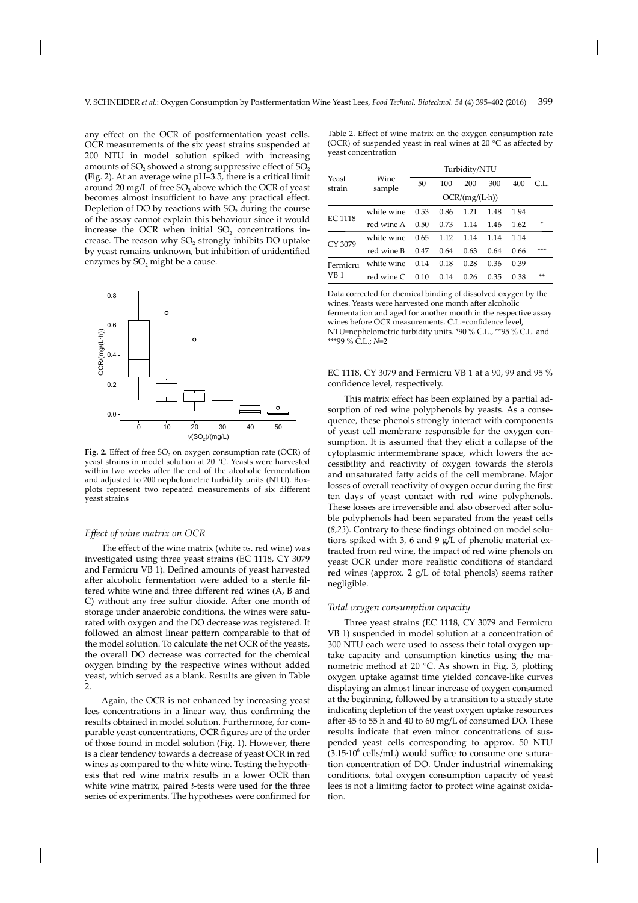any effect on the OCR of postfermentation yeast cells. OCR measurements of the six yeast strains suspended at 200 NTU in model solution spiked with increasing amounts of $SO_2$ showed a strong suppressive effect of $SO_2$ (Fig. 2). At an average wine pH=3.5, there is a critical limit around 20 mg/L of free $SO_2$ above which the OCR of yeast becomes almost insufficient to have any practical effect. Depletion of DO by reactions with $SO_2$ during the course of the assay cannot explain this behaviour since it would increase the OCR when initial $SO_2$ concentrations increase. The reason why $SO_2$ strongly inhibits DO uptake by yeast remains unknown, but inhibition of unidentified enzymes by $SO_2$ might be a cause.

**Fig. 2.** Effect of free $SO_2$ on oxygen consumption rate (OCR) of yeast strains in model solution at 20 °C. Yeasts were harvested within two weeks after the end of the alcoholic fermentation and adjusted to 200 nephelometric turbidity units (NTU). Boxplots represent two repeated measurements of six different yeast strains

### *Effect of wine matrix on OCR*

The effect of the wine matrix (white *vs*. red wine) was investigated using three yeast strains (EC 1118, CY 3079 and Fermicru VB 1). Defined amounts of yeast harvested after alcoholic fermentation were added to a sterile filtered white wine and three different red wines (A, B and C) without any free sulfur dioxide. After one month of storage under anaerobic conditions, the wines were saturated with oxygen and the DO decrease was registered. It followed an almost linear pattern comparable to that of the model solution. To calculate the net OCR of the yeasts, the overall DO decrease was corrected for the chemical oxygen binding by the respective wines without added yeast, which served as a blank. Results are given in Table 2.

Again, the OCR is not enhanced by increasing yeast lees concentrations in a linear way, thus confirming the results obtained in model solution. Furthermore, for comparable yeast concentrations, OCR figures are of the order of those found in model solution (Fig. 1). However, there is a clear tendency towards a decrease of yeast OCR in red wines as compared to the white wine. Testing the hypothesis that red wine matrix results in a lower OCR than white wine matrix, paired *t*-tests were used for the three series of experiments. The hypotheses were confirmed for EC 1118, CY 3079 and Fermicru VB 1 at a 90, 99 and 95 % confidence level, respectively.

Table 2. Effect of wine matrix on the oxygen consumption rate (OCR) of suspended yeast in real wines at 20 °C as affected by yeast concentration

| Yeast strain | Wine sample | Turbidity/NTU | | | | | C.L. |
|---|---|---|---|---|---|---|---|
| | | 50 | 100 | 200 | 300 | 400 | |
| | | OCR/(mg/(L·h)) | | | | | |
| EC 1118 | white wine | 0.53 | 0.86 | 1.21 | 1.48 | 1.94 | * |
| | red wine A | 0.50 | 0.73 | 1.14 | 1.46 | 1.62 | |
| CY 3079 | white wine | 0.65 | 1.12 | 1.14 | 1.14 | 1.14 | *** |
| | red wine B | 0.47 | 0.64 | 0.63 | 0.64 | 0.66 | |
| Fermicru VB 1 | white wine | 0.14 | 0.18 | 0.28 | 0.36 | 0.39 | ** |
| | red wine C | 0.10 | 0.14 | 0.26 | 0.35 | 0.38 | |

Data corrected for chemical binding of dissolved oxygen by the wines. Yeasts were harvested one month after alcoholic fermentation and aged for another month in the respective assay wines before OCR measurements. C.L.=confidence level, NTU=nephelometric turbidity units. *90 % C.L., **95 % C.L. and ***99 % C.L.; *N*=2

This matrix effect has been explained by a partial adsorption of red wine polyphenols by yeasts. As a consequence, these phenols strongly interact with components of yeast cell membrane responsible for the oxygen consumption. It is assumed that they elicit a collapse of the cytoplasmic intermembrane space, which lowers the accessibility and reactivity of oxygen towards the sterols and unsaturated fatty acids of the cell membrane. Major losses of overall reactivity of oxygen occur during the first ten days of yeast contact with red wine polyphenols. These losses are irreversible and also observed after soluble polyphenols had been separated from the yeast cells (*8,23*). Contrary to these findings obtained on model solutions spiked with 3, 6 and 9 g/L of phenolic material extracted from red wine, the impact of red wine phenols on yeast OCR under more realistic conditions of standard red wines (approx. 2 g/L of total phenols) seems rather negligible.

### *Total oxygen consumption capacity*

Three yeast strains (EC 1118, CY 3079 and Fermicru VB 1) suspended in model solution at a concentration of 300 NTU each were used to assess their total oxygen uptake capacity and consumption kinetics using the manometric method at 20 °C. As shown in Fig. 3, plotting oxygen uptake against time yielded concave-like curves displaying an almost linear increase of oxygen consumed at the beginning, followed by a transition to a steady state indicating depletion of the yeast oxygen uptake resources after 45 to 55 h and 40 to 60 mg/L of consumed DO. These results indicate that even minor concentrations of suspended yeast cells corresponding to approx. 50 NTU ($3.15 \cdot 10^6$ cells/mL) would suffice to consume one saturation concentration of DO. Under industrial winemaking conditions, total oxygen consumption capacity of yeast lees is not a limiting factor to protect wine against oxidation.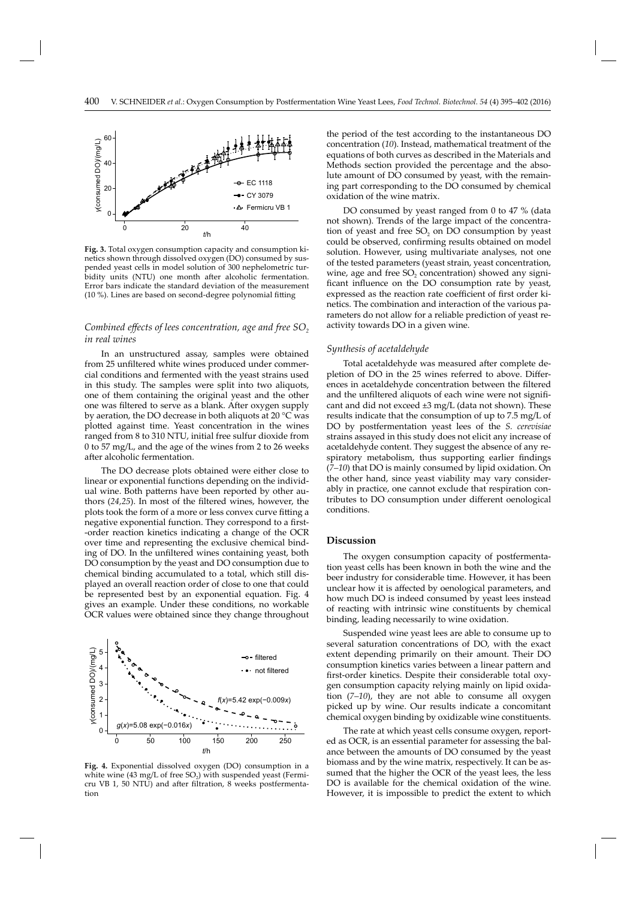γ(consumed DO)/(mg/L)

60
40
20
0

0 20 40

t/h

EC 1118
CY 3079
Fermicru VB 1

**Fig. 3.** Total oxygen consumption capacity and consumption kinetics shown through dissolved oxygen (DO) consumed by suspended yeast cells in model solution of 300 nephelometric turbidity units (NTU) one month after alcoholic fermentation. Error bars indicate the standard deviation of the measurement (10 %). Lines are based on second-degree polynomial fitting

### *Combined effects of lees concentration, age and free $SO_2$ in real wines*

In an unstructured assay, samples were obtained from 25 unfiltered white wines produced under commercial conditions and fermented with the yeast strains used in this study. The samples were split into two aliquots, one of them containing the original yeast and the other one was filtered to serve as a blank. After oxygen supply by aeration, the DO decrease in both aliquots at 20 °C was plotted against time. Yeast concentration in the wines ranged from 8 to 310 NTU, initial free sulfur dioxide from 0 to 57 mg/L, and the age of the wines from 2 to 26 weeks after alcoholic fermentation.

The DO decrease plots obtained were either close to linear or exponential functions depending on the individual wine. Both patterns have been reported by other authors (*24,25*). In most of the filtered wines, however, the plots took the form of a more or less convex curve fitting a negative exponential function. They correspond to a first-order reaction kinetics indicating a change of the OCR over time and representing the exclusive chemical binding of DO. In the unfiltered wines containing yeast, both DO consumption by the yeast and DO consumption due to chemical binding accumulated to a total, which still displayed an overall reaction order of close to one that could be represented best by an exponential equation. Fig. 4 gives an example. Under these conditions, no workable OCR values were obtained since they change throughout the period of the test according to the instantaneous DO concentration (*10*). Instead, mathematical treatment of the equations of both curves as described in the Materials and Methods section provided the percentage and the absolute amount of DO consumed by yeast, with the remaining part corresponding to the DO consumed by chemical oxidation of the wine matrix.

γ(consumed DO)/(mg/L)

5
4
3
2
1
0

0 50 100 150 200 250

t/h

filtered
not filtered

$f(x)=5.42\ \exp(-0.009x)$

$g(x)=5.08\ \exp(-0.016x)$

**Fig. 4.** Exponential dissolved oxygen (DO) consumption in a white wine (43 mg/L of free $SO_2$) with suspended yeast (Fermicru VB 1, 50 NTU) and after filtration, 8 weeks postfermentation

DO consumed by yeast ranged from 0 to 47 % (data not shown). Trends of the large impact of the concentration of yeast and free $SO_2$ on DO consumption by yeast could be observed, confirming results obtained on model solution. However, using multivariate analyses, not one of the tested parameters (yeast strain, yeast concentration, wine, age and free $SO_2$ concentration) showed any significant influence on the DO consumption rate by yeast, expressed as the reaction rate coefficient of first order kinetics. The combination and interaction of the various parameters do not allow for a reliable prediction of yeast reactivity towards DO in a given wine.

### *Synthesis of acetaldehyde*

Total acetaldehyde was measured after complete depletion of DO in the 25 wines referred to above. Differences in acetaldehyde concentration between the filtered and the unfiltered aliquots of each wine were not significant and did not exceed ±3 mg/L (data not shown). These results indicate that the consumption of up to 7.5 mg/L of DO by postfermentation yeast lees of the *S. cerevisiae* strains assayed in this study does not elicit any increase of acetaldehyde content. They suggest the absence of any respiratory metabolism, thus supporting earlier findings (*7–10*) that DO is mainly consumed by lipid oxidation. On the other hand, since yeast viability may vary considerably in practice, one cannot exclude that respiration contributes to DO consumption under different oenological conditions.

## Discussion

The oxygen consumption capacity of postfermentation yeast cells has been known in both the wine and the beer industry for considerable time. However, it has been unclear how it is affected by oenological parameters, and how much DO is indeed consumed by yeast lees instead of reacting with intrinsic wine constituents by chemical binding, leading necessarily to wine oxidation.

Suspended wine yeast lees are able to consume up to several saturation concentrations of DO, with the exact extent depending primarily on their amount. Their DO consumption kinetics varies between a linear pattern and first-order kinetics. Despite their considerable total oxygen consumption capacity relying mainly on lipid oxidation (*7–10*), they are not able to consume all oxygen picked up by wine. Our results indicate a concomitant chemical oxygen binding by oxidizable wine constituents.

The rate at which yeast cells consume oxygen, reported as OCR, is an essential parameter for assessing the balance between the amounts of DO consumed by the yeast biomass and by the wine matrix, respectively. It can be assumed that the higher the OCR of the yeast lees, the less DO is available for the chemical oxidation of the wine. However, it is impossible to predict the extent to which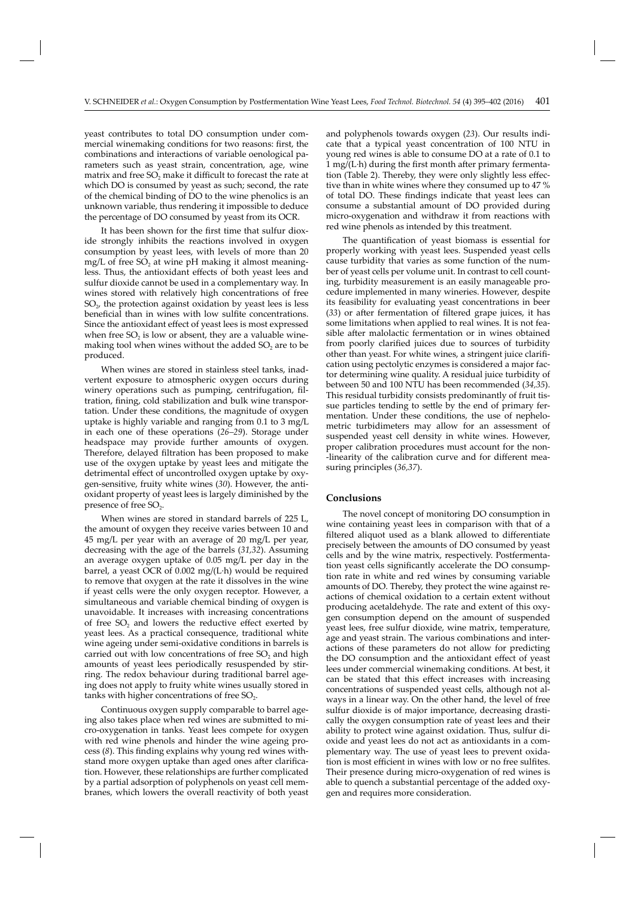yeast contributes to total DO consumption under commercial winemaking conditions for two reasons: first, the combinations and interactions of variable oenological parameters such as yeast strain, concentration, age, wine matrix and free $SO_2$ make it difficult to forecast the rate at which DO is consumed by yeast as such; second, the rate of the chemical binding of DO to the wine phenolics is an unknown variable, thus rendering it impossible to deduce the percentage of DO consumed by yeast from its OCR.

It has been shown for the first time that sulfur dioxide strongly inhibits the reactions involved in oxygen consumption by yeast lees, with levels of more than 20 mg/L of free $SO_2$ at wine pH making it almost meaningless. Thus, the antioxidant effects of both yeast lees and sulfur dioxide cannot be used in a complementary way. In wines stored with relatively high concentrations of free $SO_2$, the protection against oxidation by yeast lees is less beneficial than in wines with low sulfite concentrations. Since the antioxidant effect of yeast lees is most expressed when free $SO_2$ is low or absent, they are a valuable winemaking tool when wines without the added $SO_2$ are to be produced.

When wines are stored in stainless steel tanks, inadvertent exposure to atmospheric oxygen occurs during winery operations such as pumping, centrifugation, filtration, fining, cold stabilization and bulk wine transportation. Under these conditions, the magnitude of oxygen uptake is highly variable and ranging from 0.1 to 3 mg/L in each one of these operations (*26–29*). Storage under headspace may provide further amounts of oxygen. Therefore, delayed filtration has been proposed to make use of the oxygen uptake by yeast lees and mitigate the detrimental effect of uncontrolled oxygen uptake by oxygen-sensitive, fruity white wines (*30*). However, the antioxidant property of yeast lees is largely diminished by the presence of free $SO_2$.

When wines are stored in standard barrels of 225 L, the amount of oxygen they receive varies between 10 and 45 mg/L per year, with an average of 20 mg/L per year, decreasing with the age of the barrels (*31,32*). Assuming an average oxygen uptake of 0.05 mg/L per day in the barrel, a yeast OCR of 0.002 mg/(L·h) would be required to remove that oxygen at the rate it dissolves in the wine if yeast cells were the only oxygen receptor. However, a simultaneous and variable chemical binding of oxygen is unavoidable. It increases with increasing concentrations of free $SO_2$ and lowers the reductive effect exerted by yeast lees. As a practical consequence, traditional white wine ageing under semi-oxidative conditions in barrels is carried out with low concentrations of free $SO_2$ and high amounts of yeast lees periodically resuspended by stirring. The redox behaviour during traditional barrel ageing does not apply to fruity white wines usually stored in tanks with higher concentrations of free $SO_2$.

Continuous oxygen supply comparable to barrel ageing also takes place when red wines are submitted to micro-oxygenation in tanks. Yeast lees compete for oxygen with red wine phenols and hinder the wine ageing process (*8*). This finding explains why young red wines withstand more oxygen uptake than aged ones after clarification. However, these relationships are further complicated by a partial adsorption of polyphenols on yeast cell membranes, which lowers the overall reactivity of both yeast and polyphenols towards oxygen (*23*). Our results indicate that a typical yeast concentration of 100 NTU in young red wines is able to consume DO at a rate of 0.1 to 1 mg/(L·h) during the first month after primary fermentation (Table 2). Thereby, they were only slightly less effective than in white wines where they consumed up to 47 % of total DO. These findings indicate that yeast lees can consume a substantial amount of DO provided during micro-oxygenation and withdraw it from reactions with red wine phenols as intended by this treatment.

The quantification of yeast biomass is essential for properly working with yeast lees. Suspended yeast cells cause turbidity that varies as some function of the number of yeast cells per volume unit. In contrast to cell counting, turbidity measurement is an easily manageable procedure implemented in many wineries. However, despite its feasibility for evaluating yeast concentrations in beer (*33*) or after fermentation of filtered grape juices, it has some limitations when applied to real wines. It is not feasible after malolactic fermentation or in wines obtained from poorly clarified juices due to sources of turbidity other than yeast. For white wines, a stringent juice clarification using pectolytic enzymes is considered a major factor determining wine quality. A residual juice turbidity of between 50 and 100 NTU has been recommended (*34,35*). This residual turbidity consists predominantly of fruit tissue particles tending to settle by the end of primary fermentation. Under these conditions, the use of nephelometric turbidimeters may allow for an assessment of suspended yeast cell density in white wines. However, proper calibration procedures must account for the non-linearity of the calibration curve and for different measuring principles (*36,37*).

## Conclusions

The novel concept of monitoring DO consumption in wine containing yeast lees in comparison with that of a filtered aliquot used as a blank allowed to differentiate precisely between the amounts of DO consumed by yeast cells and by the wine matrix, respectively. Postfermentation yeast cells significantly accelerate the DO consumption rate in white and red wines by consuming variable amounts of DO. Thereby, they protect the wine against reactions of chemical oxidation to a certain extent without producing acetaldehyde. The rate and extent of this oxygen consumption depend on the amount of suspended yeast lees, free sulfur dioxide, wine matrix, temperature, age and yeast strain. The various combinations and interactions of these parameters do not allow for predicting the DO consumption and the antioxidant effect of yeast lees under commercial winemaking conditions. At best, it can be stated that this effect increases with increasing concentrations of suspended yeast cells, although not always in a linear way. On the other hand, the level of free sulfur dioxide is of major importance, decreasing drastically the oxygen consumption rate of yeast lees and their ability to protect wine against oxidation. Thus, sulfur dioxide and yeast lees do not act as antioxidants in a complementary way. The use of yeast lees to prevent oxidation is most efficient in wines with low or no free sulfites. Their presence during micro-oxygenation of red wines is able to quench a substantial percentage of the added oxygen and requires more consideration.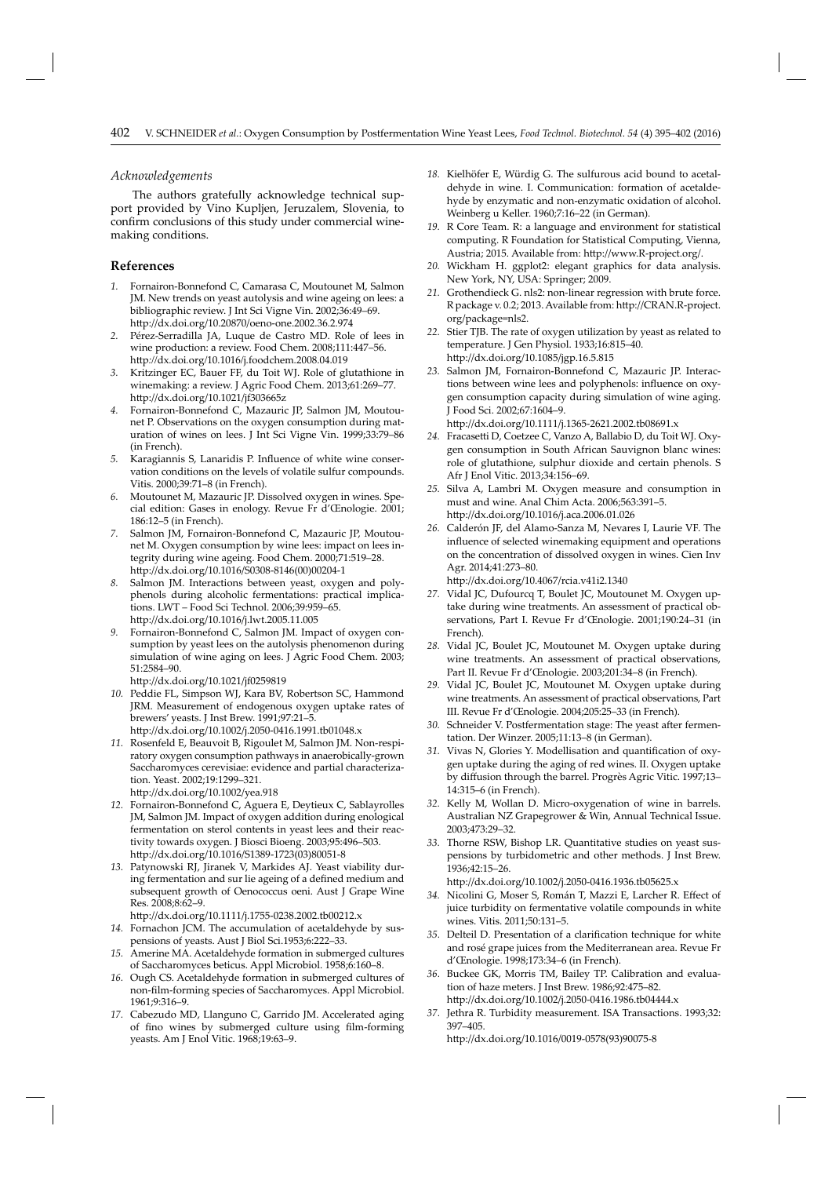### *Acknowledgements*

The authors gratefully acknowledge technical support provided by Vino Kupljen, Jeruzalem, Slovenia, to confirm conclusions of this study under commercial winemaking conditions.

## References

1. Fornairon-Bonnefond C, Camarasa C, Moutounet M, Salmon JM. New trends on yeast autolysis and wine ageing on lees: a bibliographic review. J Int Sci Vigne Vin. 2002;36:49–69. http://dx.doi.org/10.20870/oeno-one.2002.36.2.974
2. Pérez-Serradilla JA, Luque de Castro MD. Role of lees in wine production: a review. Food Chem. 2008;111:447–56. http://dx.doi.org/10.1016/j.foodchem.2008.04.019
3. Kritzinger EC, Bauer FF, du Toit WJ. Role of glutathione in winemaking: a review. J Agric Food Chem. 2013;61:269–77. http://dx.doi.org/10.1021/jf303665z
4. Fornairon-Bonnefond C, Mazauric JP, Salmon JM, Moutounet P. Observations on the oxygen consumption during maturation of wines on lees. J Int Sci Vigne Vin. 1999;33:79–86 (in French).
5. Karagiannis S, Lanaridis P. Influence of white wine conservation conditions on the levels of volatile sulfur compounds. Vitis. 2000;39:71–8 (in French).
6. Moutounet M, Mazauric JP. Dissolved oxygen in wines. Special edition: Gases in enology. Revue Fr d'Œnologie. 2001; 186:12–5 (in French).
7. Salmon JM, Fornairon-Bonnefond C, Mazauric JP, Moutounet M. Oxygen consumption by wine lees: impact on lees integrity during wine ageing. Food Chem. 2000;71:519–28. http://dx.doi.org/10.1016/S0308-8146(00)00204-1
8. Salmon JM. Interactions between yeast, oxygen and polyphenols during alcoholic fermentations: practical implications. LWT – Food Sci Technol. 2006;39:959–65. http://dx.doi.org/10.1016/j.lwt.2005.11.005
9. Fornairon-Bonnefond C, Salmon JM. Impact of oxygen consumption by yeast lees on the autolysis phenomenon during simulation of wine aging on lees. J Agric Food Chem. 2003; 51:2584–90. http://dx.doi.org/10.1021/jf0259819
10. Peddie FL, Simpson WJ, Kara BV, Robertson SC, Hammond JRM. Measurement of endogenous oxygen uptake rates of brewers' yeasts. J Inst Brew. 1991;97:21–5. http://dx.doi.org/10.1002/j.2050-0416.1991.tb01048.x
11. Rosenfeld E, Beauvoit B, Rigoulet M, Salmon JM. Non-respiratory oxygen consumption pathways in anaerobically-grown Saccharomyces cerevisiae: evidence and partial characterization. Yeast. 2002;19:1299–321. http://dx.doi.org/10.1002/yea.918
12. Fornairon-Bonnefond C, Aguera E, Deytieux C, Sablayrolles JM, Salmon JM. Impact of oxygen addition during enological fermentation on sterol contents in yeast lees and their reactivity towards oxygen. J Biosci Bioeng. 2003;95:496–503. http://dx.doi.org/10.1016/S1389-1723(03)80051-8
13. Patynowski RJ, Jiranek V, Markides AJ. Yeast viability during fermentation and sur lie ageing of a defined medium and subsequent growth of Oenococcus oeni. Aust J Grape Wine Res. 2008;8:62–9. http://dx.doi.org/10.1111/j.1755-0238.2002.tb00212.x
14. Fornachon JCM. The accumulation of acetaldehyde by suspensions of yeasts. Aust J Biol Sci.1953;6:222–33.
15. Amerine MA. Acetaldehyde formation in submerged cultures of Saccharomyces beticus. Appl Microbiol. 1958;6:160–8.
16. Ough CS. Acetaldehyde formation in submerged cultures of non-film-forming species of Saccharomyces. Appl Microbiol. 1961;9:316–9.
17. Cabezudo MD, Llanguno C, Garrido JM. Accelerated aging of fino wines by submerged culture using film-forming yeasts. Am J Enol Vitic. 1968;19:63–9.
18. Kielhöfer E, Würdig G. The sulfurous acid bound to acetaldehyde in wine. I. Communication: formation of acetaldehyde by enzymatic and non-enzymatic oxidation of alcohol. Weinberg u Keller. 1960;7:16–22 (in German).
19. R Core Team. R: a language and environment for statistical computing. R Foundation for Statistical Computing, Vienna, Austria; 2015. Available from: http://www.R-project.org/.
20. Wickham H. ggplot2: elegant graphics for data analysis. New York, NY, USA: Springer; 2009.
21. Grothendieck G. nls2: non-linear regression with brute force. R package v. 0.2; 2013. Available from: http://CRAN.R-project.org/package=nls2.
22. Stier TJB. The rate of oxygen utilization by yeast as related to temperature. J Gen Physiol. 1933;16:815–40. http://dx.doi.org/10.1085/jgp.16.5.815
23. Salmon JM, Fornairon-Bonnefond C, Mazauric JP. Interactions between wine lees and polyphenols: influence on oxygen consumption capacity during simulation of wine aging. J Food Sci. 2002;67:1604–9. http://dx.doi.org/10.1111/j.1365-2621.2002.tb08691.x
24. Fracassetti D, Coetzee C, Vanzo A, Ballabio D, du Toit WJ. Oxygen consumption in South African Sauvignon blanc wines: role of glutathione, sulphur dioxide and certain phenols. S Afr J Enol Vitic. 2013;34:156–69.
25. Silva A, Lambri M. Oxygen measure and consumption in must and wine. Anal Chim Acta. 2006;563:391–5. http://dx.doi.org/10.1016/j.aca.2006.01.026
26. Calderón JF, del Alamo-Sanza M, Nevares I, Laurie VF. The influence of selected winemaking equipment and operations on the concentration of dissolved oxygen in wines. Cien Inv Agr. 2014;41:273–80. http://dx.doi.org/10.4067/rcia.v41i2.1340
27. Vidal JC, Dufourcq T, Boulet JC, Moutounet M. Oxygen uptake during wine treatments. An assessment of practical observations, Part I. Revue Fr d'Œnologie. 2001;190:24–31 (in French).
28. Vidal JC, Boulet JC, Moutounet M. Oxygen uptake during wine treatments. An assessment of practical observations, Part II. Revue Fr d'Œnologie. 2003;201:34–8 (in French).
29. Vidal JC, Boulet JC, Moutounet M. Oxygen uptake during wine treatments. An assessment of practical observations, Part III. Revue Fr d'Œnologie. 2004;205:25–33 (in French).
30. Schneider V. Postfermentation stage: The yeast after fermentation. Der Winzer. 2005;11:13–8 (in German).
31. Vivas N, Glories Y. Modellisation and quantification of oxygen uptake during the aging of red wines. II. Oxygen uptake by diffusion through the barrel. Progrès Agric Vitic. 1997;13–14:315–6 (in French).
32. Kelly M, Wollan D. Micro-oxygenation of wine in barrels. Australian NZ Grapegrower & Win, Annual Technical Issue. 2003;473:29–32.
33. Thorne RSW, Bishop LR. Quantitative studies on yeast suspensions by turbidometric and other methods. J Inst Brew. 1936;42:15–26. http://dx.doi.org/10.1002/j.2050-0416.1936.tb05625.x
34. Nicolini G, Moser S, Román T, Mazzi E, Larcher R. Effect of juice turbidity on fermentative volatile compounds in white wines. Vitis. 2011;50:131–5.
35. Delteil D. Presentation of a clarification technique for white and rosé grape juices from the Mediterranean area. Revue Fr d'Œnologie. 1998;173:34–6 (in French).
36. Buckee GK, Morris TM, Bailey TP. Calibration and evaluation of haze meters. J Inst Brew. 1986;92:475–82. http://dx.doi.org/10.1002/j.2050-0416.1986.tb04444.x
37. Jethra R. Turbidity measurement. ISA Transactions. 1993;32: 397–405. http://dx.doi.org/10.1016/0019-0578(93)90075-8